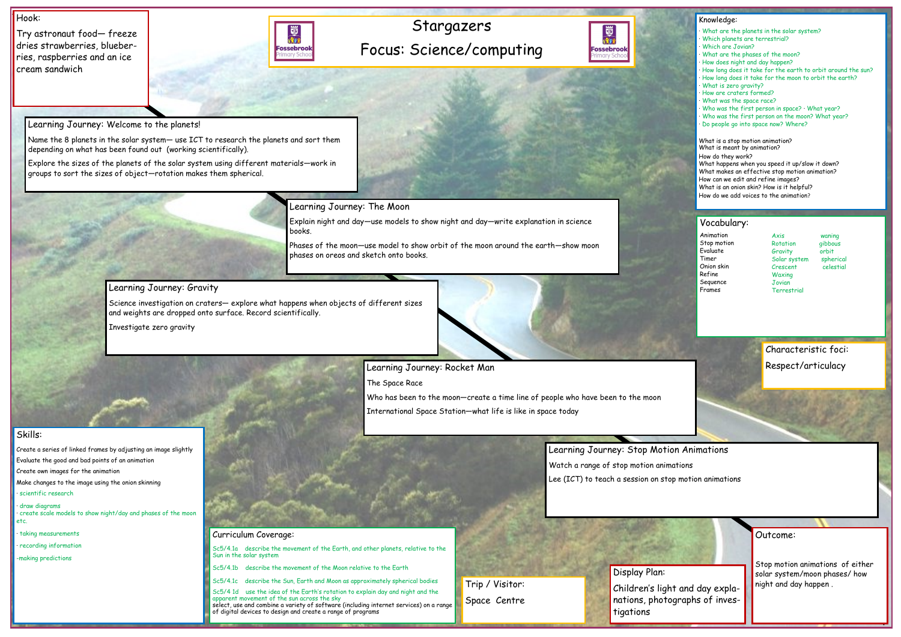# Stargazers

## Focus: Science/computing

## Hook:

Try astronaut food— freeze dries strawberries, blueberries, raspberries and an ice cream sandwich

## Learning Journey: Welcome to the planets!

Name the 8 planets in the solar system— use ICT to research the planets and sort them depending on what has been found out (working scientifically).

Explore the sizes of the planets of the solar system using different materials—work in groups to sort the sizes of object—rotation makes them spherical.

## Learning Journey: The Moon

Explain night and day—use models to show night and day—write explanation in science books.

Phases of the moon—use model to show orbit of the moon around the earth—show moon phases on oreos and sketch onto books.

## Learning Journey: Gravity

Science investigation on craters— explore what happens when objects of different sizes and weights are dropped onto surface. Record scientifically.

Investigate zero gravity

## Learning Journey: Rocket Man

The Space Race

Who has been to the moon—create a time line of people who have been to the moon

International Space Station—what life is like in space today

## Learning Journey: Stop Motion Animations

Watch a range of stop motion animations

Lee (ICT) to teach a session on stop motion animations

## Knowledge:

- What are the planets in the solar system?
- Which planets are terrestrial?
- Which are Jovian?
- What are the phases of the moon?
- How does night and day happen?
- How long does it take for the earth to orbit around the sun?
- How long does it take for the moon to orbit the earth?
- What is zero gravity?
- How are craters formed?
- What was the space race?
- Who was the first person in space? · What year?
- Who was the first person on the moon? What year?
- Do people go into space now? Where?

What is a stop motion animation?
What is meant by animation?
How do they work?
What happens when you speed it up/slow it down?
What makes an effective stop motion animation?
How can we edit and refine images?
What is an onion skin? How is it helpful?
How do we add voices to the animation?

## Vocabulary:

| | | |
|---|---|---|
| Animation | Axis | waning |
| Stop motion | Rotation | gibbous |
| Evaluate | Gravity | orbit |
| Timer | Solar system | spherical |
| Onion skin | Crescent | celestial |
| Refine | Waxing | |
| Sequence | Jovian | |
| Frames | Terrestrial | |

## Characteristic foci:

Respect/articulacy

## Skills:

Create a series of linked frames by adjusting an image slightly

Evaluate the good and bad points of an animation

Create own images for the animation

Make changes to the image using the onion skinning

- scientific research
- draw diagrams
- create scale models to show night/day and phases of the moon etc.
- taking measurements
- recording information
- making predictions

## Curriculum Coverage:

Sc5/4.1a describe the movement of the Earth, and other planets, relative to the Sun in the solar system

Sc5/4.1b describe the movement of the Moon relative to the Earth

Sc5/4.1c describe the Sun, Earth and Moon as approximately spherical bodies

Sc5/4 1d use the idea of the Earth's rotation to explain day and night and the apparent movement of the sun across the sky

select, use and combine a variety of software (including internet services) on a range of digital devices to design and create a range of programs

## Trip / Visitor:

Space Centre

## Display Plan:

Children's light and day explanations, photographs of investigations

## Outcome:

Stop motion animations of either solar system/moon phases/ how night and day happen .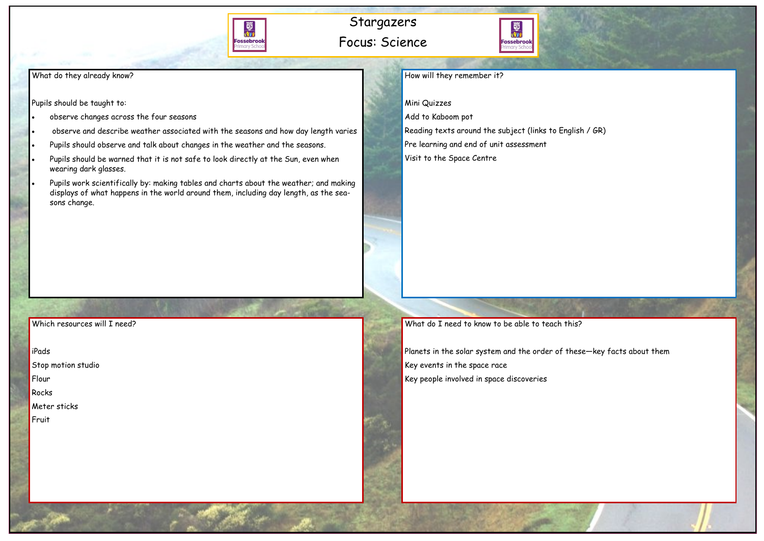# Stargazers

## Focus: Science

### What do they already know?

Pupils should be taught to:

- observe changes across the four seasons
- observe and describe weather associated with the seasons and how day length varies
- Pupils should observe and talk about changes in the weather and the seasons.
- Pupils should be warned that it is not safe to look directly at the Sun, even when wearing dark glasses.
- Pupils work scientifically by: making tables and charts about the weather; and making displays of what happens in the world around them, including day length, as the seasons change.

### How will they remember it?

Mini Quizzes

Add to Kaboom pot

Reading texts around the subject (links to English / GR)

Pre learning and end of unit assessment

Visit to the Space Centre

### Which resources will I need?

iPads

Stop motion studio

Flour

Rocks

Meter sticks

Fruit

### What do I need to know to be able to teach this?

Planets in the solar system and the order of these—key facts about them

Key events in the space race

Key people involved in space discoveries